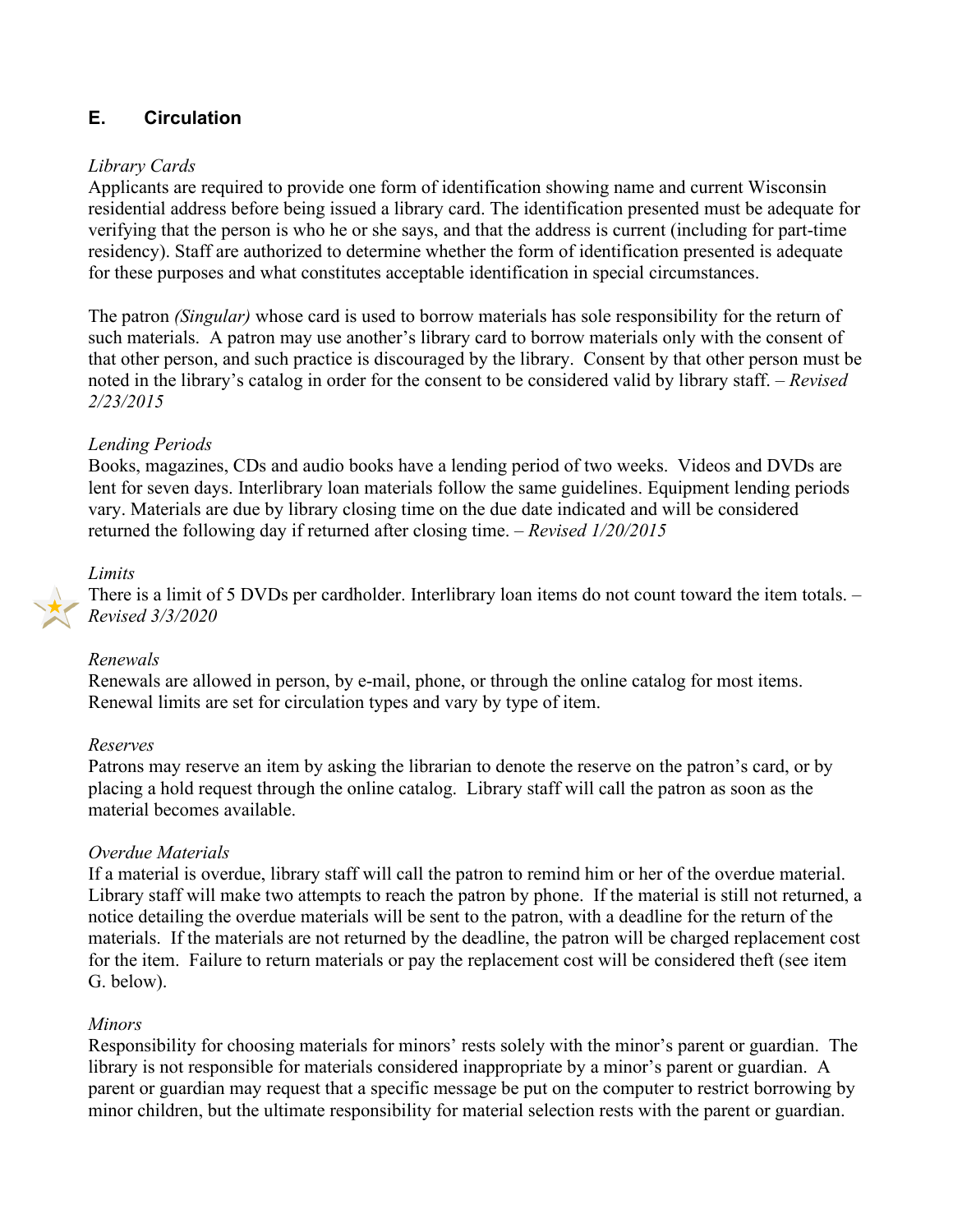## E. Circulation

*Library Cards*

Applicants are required to provide one form of identification showing name and current Wisconsin residential address before being issued a library card. The identification presented must be adequate for verifying that the person is who he or she says, and that the address is current (including for part-time residency). Staff are authorized to determine whether the form of identification presented is adequate for these purposes and what constitutes acceptable identification in special circumstances.

The patron *(Singular)* whose card is used to borrow materials has sole responsibility for the return of such materials. A patron may use another's library card to borrow materials only with the consent of that other person, and such practice is discouraged by the library. Consent by that other person must be noted in the library's catalog in order for the consent to be considered valid by library staff. – *Revised 2/23/2015*

*Lending Periods*

Books, magazines, CDs and audio books have a lending period of two weeks. Videos and DVDs are lent for seven days. Interlibrary loan materials follow the same guidelines. Equipment lending periods vary. Materials are due by library closing time on the due date indicated and will be considered returned the following day if returned after closing time. – *Revised 1/20/2015*

*Limits*

There is a limit of 5 DVDs per cardholder. Interlibrary loan items do not count toward the item totals. – *Revised 3/3/2020*

*Renewals*

Renewals are allowed in person, by e-mail, phone, or through the online catalog for most items. Renewal limits are set for circulation types and vary by type of item.

*Reserves*

Patrons may reserve an item by asking the librarian to denote the reserve on the patron's card, or by placing a hold request through the online catalog. Library staff will call the patron as soon as the material becomes available.

*Overdue Materials*

If a material is overdue, library staff will call the patron to remind him or her of the overdue material. Library staff will make two attempts to reach the patron by phone. If the material is still not returned, a notice detailing the overdue materials will be sent to the patron, with a deadline for the return of the materials. If the materials are not returned by the deadline, the patron will be charged replacement cost for the item. Failure to return materials or pay the replacement cost will be considered theft (see item G. below).

*Minors*

Responsibility for choosing materials for minors' rests solely with the minor's parent or guardian. The library is not responsible for materials considered inappropriate by a minor's parent or guardian. A parent or guardian may request that a specific message be put on the computer to restrict borrowing by minor children, but the ultimate responsibility for material selection rests with the parent or guardian.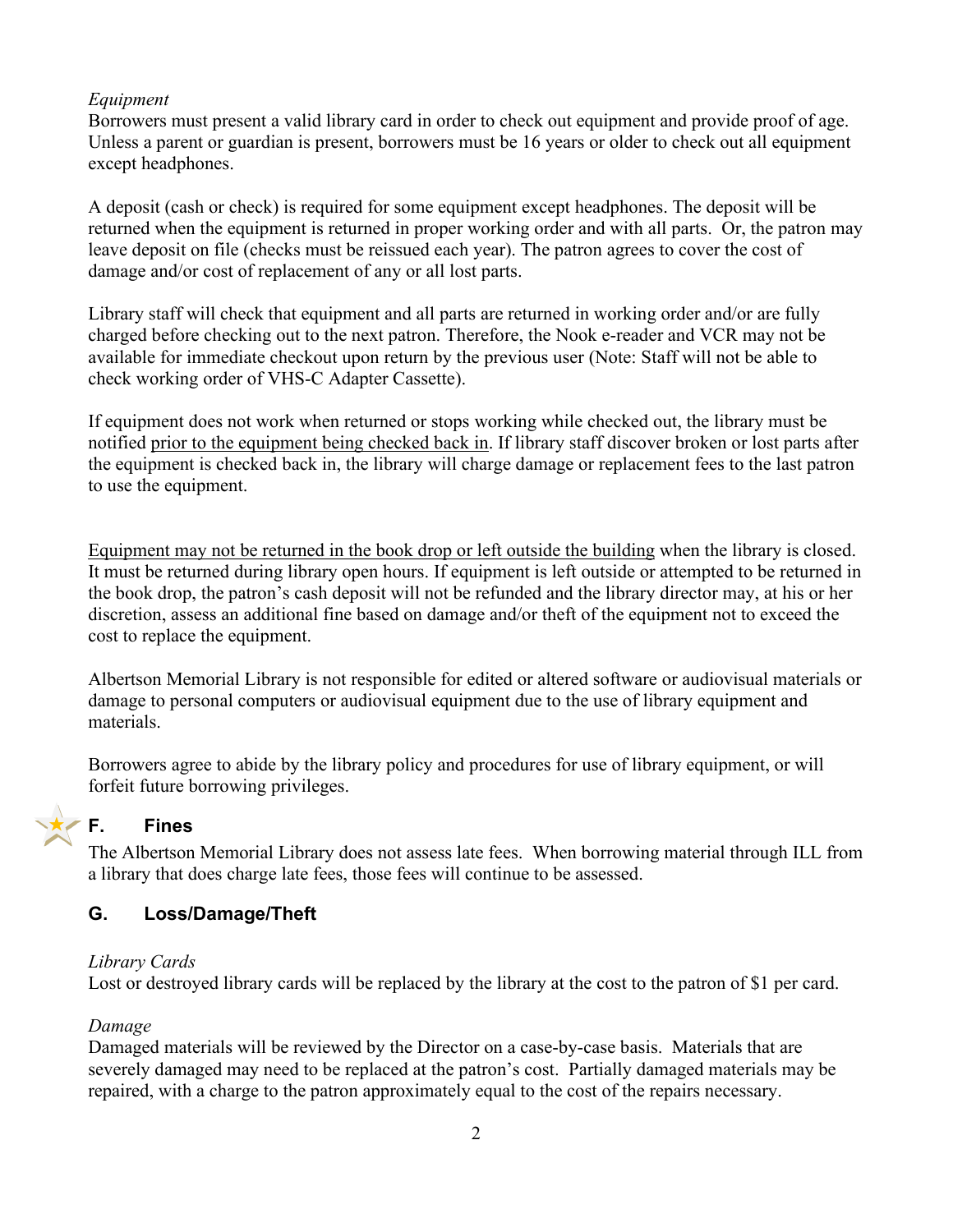*Equipment*
Borrowers must present a valid library card in order to check out equipment and provide proof of age. Unless a parent or guardian is present, borrowers must be 16 years or older to check out all equipment except headphones.

A deposit (cash or check) is required for some equipment except headphones. The deposit will be returned when the equipment is returned in proper working order and with all parts. Or, the patron may leave deposit on file (checks must be reissued each year). The patron agrees to cover the cost of damage and/or cost of replacement of any or all lost parts.

Library staff will check that equipment and all parts are returned in working order and/or are fully charged before checking out to the next patron. Therefore, the Nook e-reader and VCR may not be available for immediate checkout upon return by the previous user (Note: Staff will not be able to check working order of VHS-C Adapter Cassette).

If equipment does not work when returned or stops working while checked out, the library must be notified <u>prior to the equipment being checked back in</u>. If library staff discover broken or lost parts after the equipment is checked back in, the library will charge damage or replacement fees to the last patron to use the equipment.

<u>Equipment may not be returned in the book drop or left outside the building</u> when the library is closed. It must be returned during library open hours. If equipment is left outside or attempted to be returned in the book drop, the patron's cash deposit will not be refunded and the library director may, at his or her discretion, assess an additional fine based on damage and/or theft of the equipment not to exceed the cost to replace the equipment.

Albertson Memorial Library is not responsible for edited or altered software or audiovisual materials or damage to personal computers or audiovisual equipment due to the use of library equipment and materials.

Borrowers agree to abide by the library policy and procedures for use of library equipment, or will forfeit future borrowing privileges.

## F. Fines

The Albertson Memorial Library does not assess late fees. When borrowing material through ILL from a library that does charge late fees, those fees will continue to be assessed.

## G. Loss/Damage/Theft

*Library Cards*
Lost or destroyed library cards will be replaced by the library at the cost to the patron of $1 per card.

*Damage*
Damaged materials will be reviewed by the Director on a case-by-case basis. Materials that are severely damaged may need to be replaced at the patron's cost. Partially damaged materials may be repaired, with a charge to the patron approximately equal to the cost of the repairs necessary.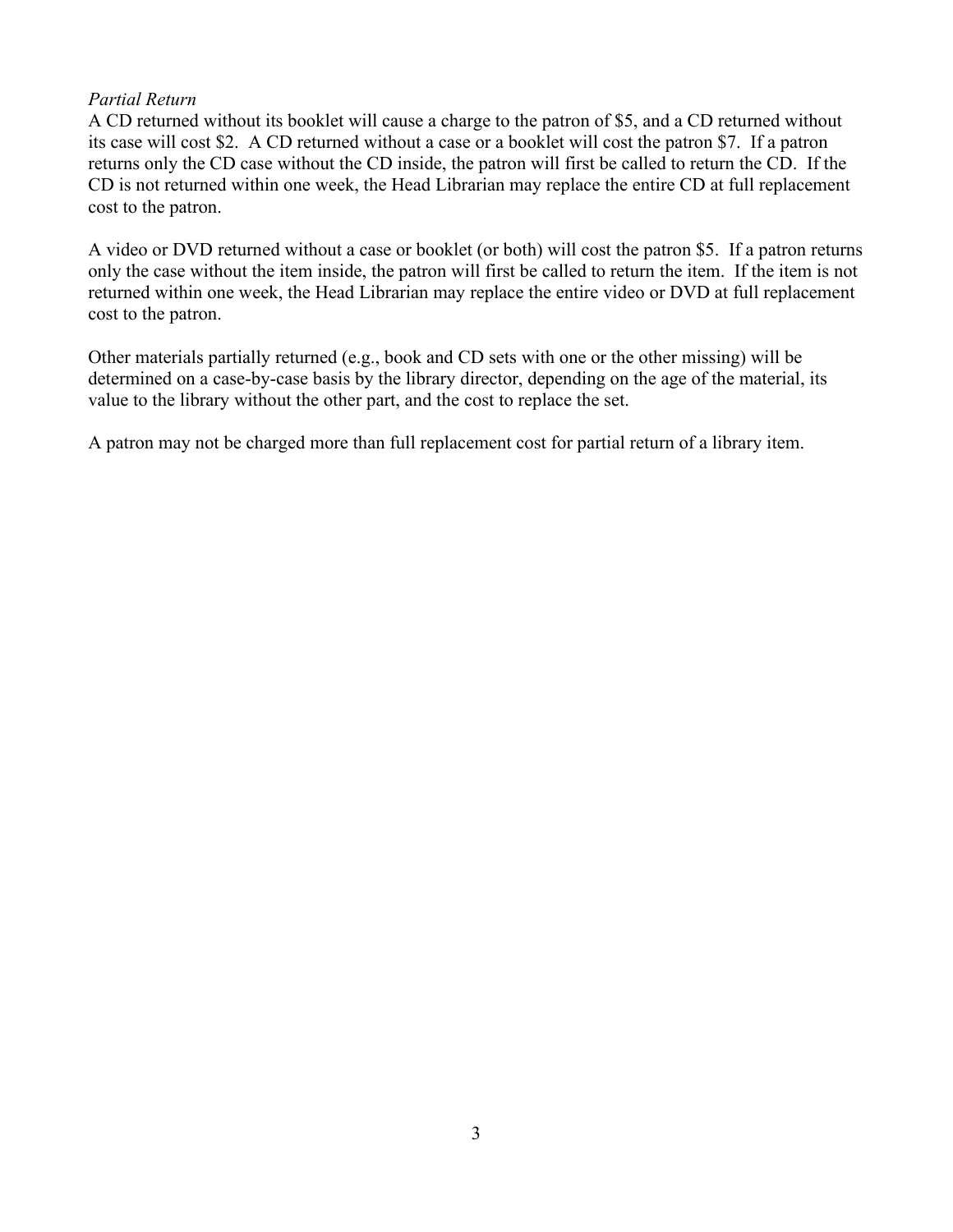*Partial Return*

A CD returned without its booklet will cause a charge to the patron of $5, and a CD returned without its case will cost $2. A CD returned without a case or a booklet will cost the patron $7. If a patron returns only the CD case without the CD inside, the patron will first be called to return the CD. If the CD is not returned within one week, the Head Librarian may replace the entire CD at full replacement cost to the patron.

A video or DVD returned without a case or booklet (or both) will cost the patron $5. If a patron returns only the case without the item inside, the patron will first be called to return the item. If the item is not returned within one week, the Head Librarian may replace the entire video or DVD at full replacement cost to the patron.

Other materials partially returned (e.g., book and CD sets with one or the other missing) will be determined on a case-by-case basis by the library director, depending on the age of the material, its value to the library without the other part, and the cost to replace the set.

A patron may not be charged more than full replacement cost for partial return of a library item.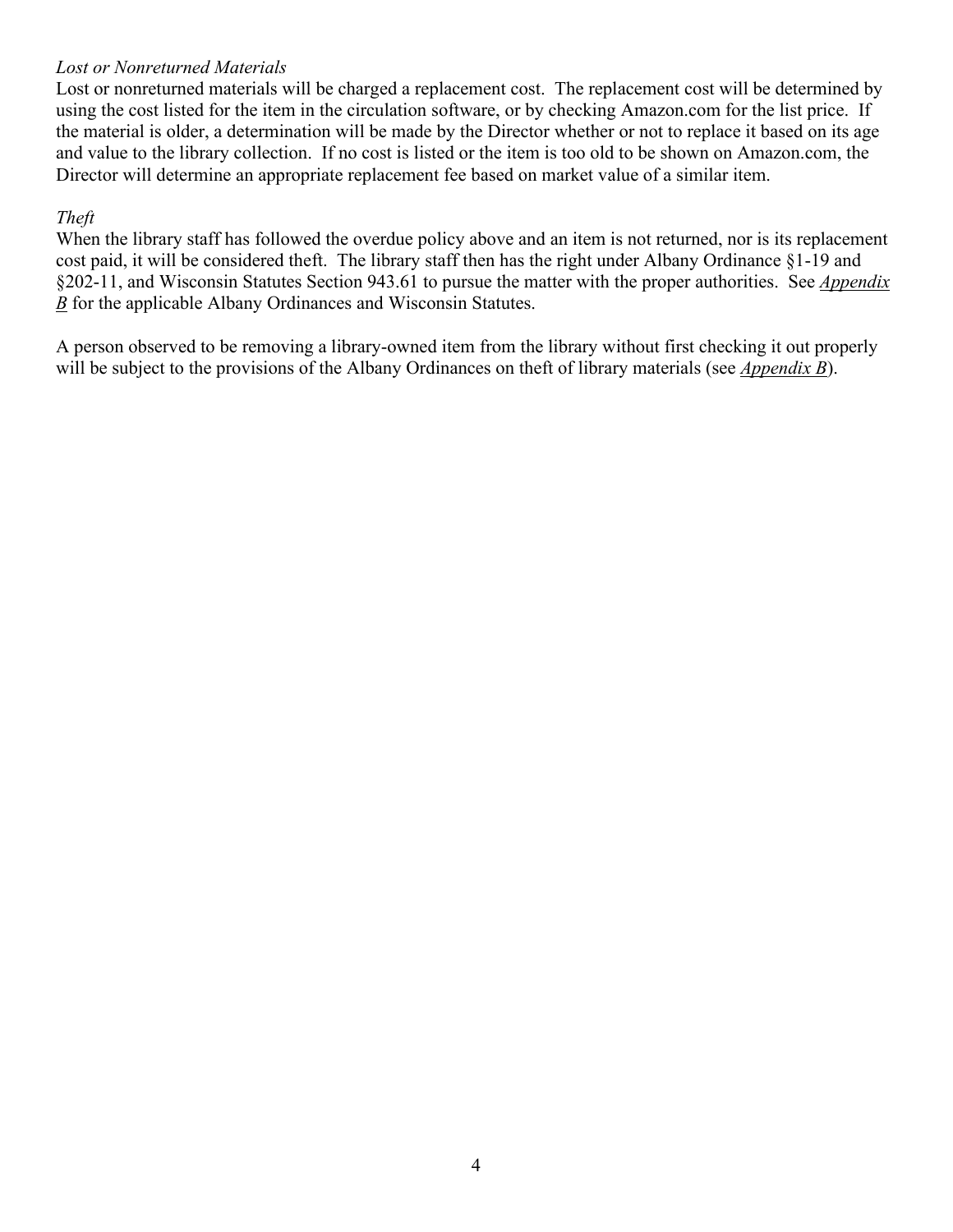*Lost or Nonreturned Materials*

Lost or nonreturned materials will be charged a replacement cost. The replacement cost will be determined by using the cost listed for the item in the circulation software, or by checking Amazon.com for the list price. If the material is older, a determination will be made by the Director whether or not to replace it based on its age and value to the library collection. If no cost is listed or the item is too old to be shown on Amazon.com, the Director will determine an appropriate replacement fee based on market value of a similar item.

*Theft*

When the library staff has followed the overdue policy above and an item is not returned, nor is its replacement cost paid, it will be considered theft. The library staff then has the right under Albany Ordinance §1-19 and §202-11, and Wisconsin Statutes Section 943.61 to pursue the matter with the proper authorities. See *Appendix B* for the applicable Albany Ordinances and Wisconsin Statutes.

A person observed to be removing a library-owned item from the library without first checking it out properly will be subject to the provisions of the Albany Ordinances on theft of library materials (see *Appendix B*).